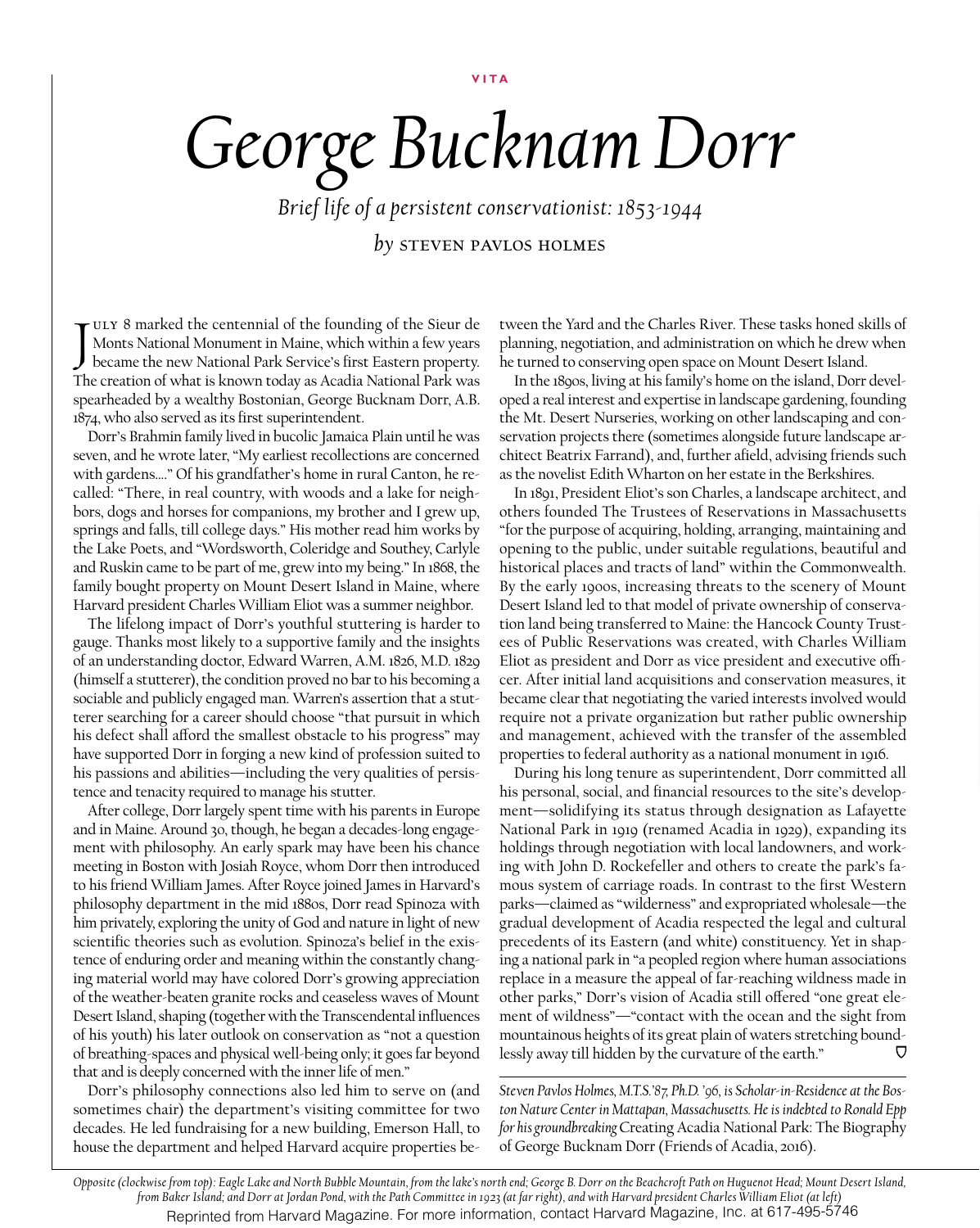VITA

# George Bucknam Dorr

*Brief life of a persistent conservationist: 1853-1944*

*by* STEVEN PAVLOS HOLMES

July 8 marked the centennial of the founding of the Sieur de Monts National Monument in Maine, which within a few years became the new National Park Service's first Eastern property. The creation of what is known today as Acadia National Park was spearheaded by a wealthy Bostonian, George Bucknam Dorr, A.B. 1874, who also served as its first superintendent.

Dorr's Brahmin family lived in bucolic Jamaica Plain until he was seven, and he wrote later, "My earliest recollections are concerned with gardens…." Of his grandfather's home in rural Canton, he recalled: "There, in real country, with woods and a lake for neighbors, dogs and horses for companions, my brother and I grew up, springs and falls, till college days." His mother read him works by the Lake Poets, and "Wordsworth, Coleridge and Southey, Carlyle and Ruskin came to be part of me, grew into my being." In 1868, the family bought property on Mount Desert Island in Maine, where Harvard president Charles William Eliot was a summer neighbor.

The lifelong impact of Dorr's youthful stuttering is harder to gauge. Thanks most likely to a supportive family and the insights of an understanding doctor, Edward Warren, A.M. 1826, M.D. 1829 (himself a stutterer), the condition proved no bar to his becoming a sociable and publicly engaged man. Warren's assertion that a stutterer searching for a career should choose "that pursuit in which his defect shall afford the smallest obstacle to his progress" may have supported Dorr in forging a new kind of profession suited to his passions and abilities—including the very qualities of persistence and tenacity required to manage his stutter.

After college, Dorr largely spent time with his parents in Europe and in Maine. Around 30, though, he began a decades-long engagement with philosophy. An early spark may have been his chance meeting in Boston with Josiah Royce, whom Dorr then introduced to his friend William James. After Royce joined James in Harvard's philosophy department in the mid 1880s, Dorr read Spinoza with him privately, exploring the unity of God and nature in light of new scientific theories such as evolution. Spinoza's belief in the existence of enduring order and meaning within the constantly changing material world may have colored Dorr's growing appreciation of the weather-beaten granite rocks and ceaseless waves of Mount Desert Island, shaping (together with the Transcendental influences of his youth) his later outlook on conservation as "not a question of breathing-spaces and physical well-being only; it goes far beyond that and is deeply concerned with the inner life of men."

Dorr's philosophy connections also led him to serve on (and sometimes chair) the department's visiting committee for two decades. He led fundraising for a new building, Emerson Hall, to house the department and helped Harvard acquire properties between the Yard and the Charles River. These tasks honed skills of planning, negotiation, and administration on which he drew when he turned to conserving open space on Mount Desert Island.

In the 1890s, living at his family's home on the island, Dorr developed a real interest and expertise in landscape gardening, founding the Mt. Desert Nurseries, working on other landscaping and conservation projects there (sometimes alongside future landscape architect Beatrix Farrand), and, further afield, advising friends such as the novelist Edith Wharton on her estate in the Berkshires.

In 1891, President Eliot's son Charles, a landscape architect, and others founded The Trustees of Reservations in Massachusetts "for the purpose of acquiring, holding, arranging, maintaining and opening to the public, under suitable regulations, beautiful and historical places and tracts of land" within the Commonwealth. By the early 1900s, increasing threats to the scenery of Mount Desert Island led to that model of private ownership of conservation land being transferred to Maine: the Hancock County Trustees of Public Reservations was created, with Charles William Eliot as president and Dorr as vice president and executive officer. After initial land acquisitions and conservation measures, it became clear that negotiating the varied interests involved would require not a private organization but rather public ownership and management, achieved with the transfer of the assembled properties to federal authority as a national monument in 1916.

During his long tenure as superintendent, Dorr committed all his personal, social, and financial resources to the site's development—solidifying its status through designation as Lafayette National Park in 1919 (renamed Acadia in 1929), expanding its holdings through negotiation with local landowners, and working with John D. Rockefeller and others to create the park's famous system of carriage roads. In contrast to the first Western parks—claimed as "wilderness" and expropriated wholesale—the gradual development of Acadia respected the legal and cultural precedents of its Eastern (and white) constituency. Yet in shaping a national park in "a peopled region where human associations replace in a measure the appeal of far-reaching wildness made in other parks," Dorr's vision of Acadia still offered "one great element of wildness"—"contact with the ocean and the sight from mountainous heights of its great plain of waters stretching boundlessly away till hidden by the curvature of the earth."

*Steven Pavlos Holmes, M.T.S. '87, Ph.D. '96, is Scholar-in-Residence at the Boston Nature Center in Mattapan, Massachusetts. He is indebted to Ronald Epp for his groundbreaking* Creating Acadia National Park: The Biography of George Bucknam Dorr (Friends of Acadia, 2016).

*Opposite (clockwise from top): Eagle Lake and North Bubble Mountain, from the lake's north end; George B. Dorr on the Beachcroft Path on Huguenot Head; Mount Desert Island, from Baker Island; and Dorr at Jordan Pond, with the Path Committee in 1923 (at far right), and with Harvard president Charles William Eliot (at left)*

Reprinted from Harvard Magazine. For more information, contact Harvard Magazine, Inc. at 617-495-5746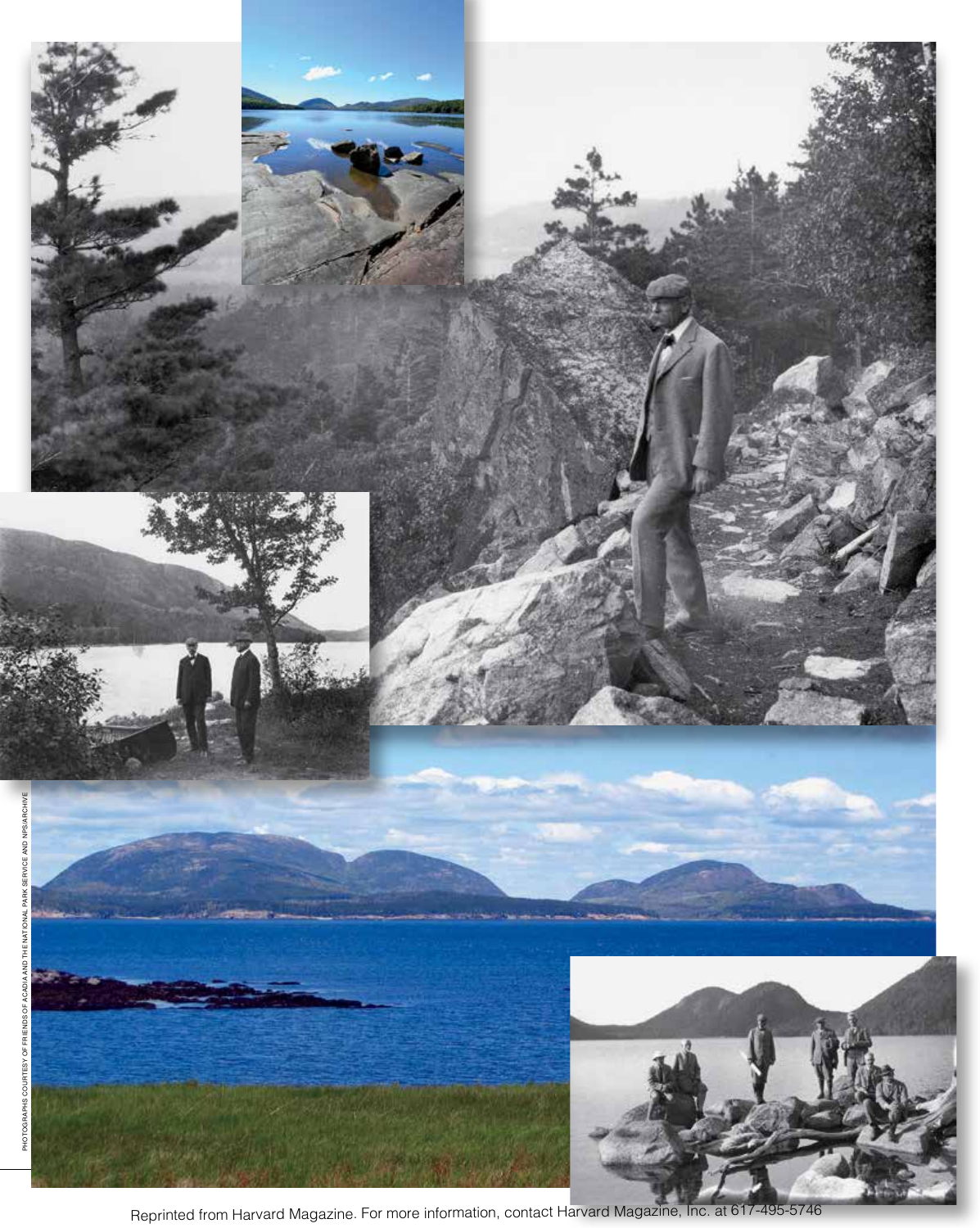PHOTOGRAPHS COURTESY OF FRIENDS OF ACADIA AND THE NATIONAL PARK SERVICE AND NPS/ARCHIVE

Reprinted from Harvard Magazine. For more information, contact Harvard Magazine, Inc. at 617-495-5746